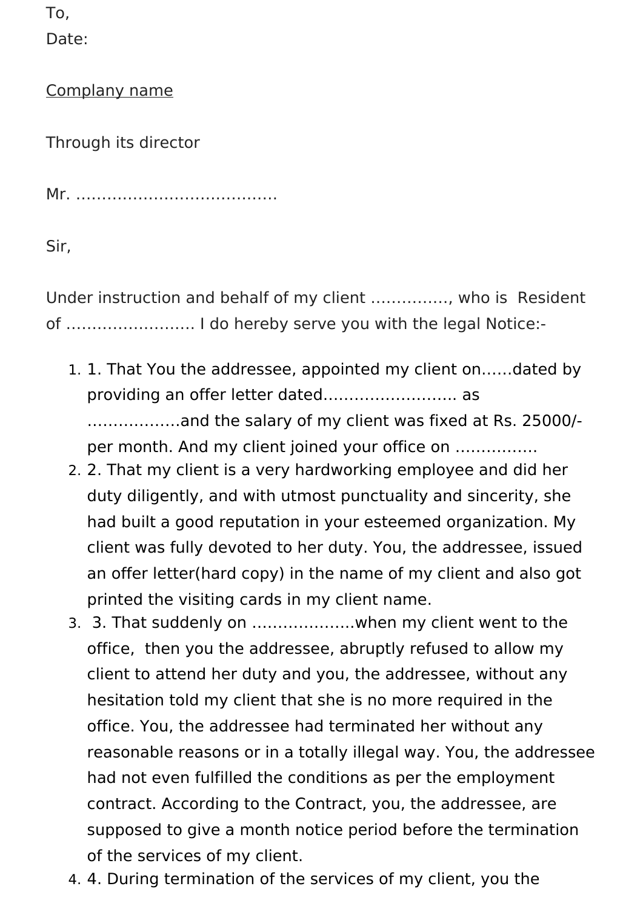To,

Date:

<u>Complany name</u>

Through its director

Mr. .......................................

Sir,

Under instruction and behalf of my client ..............., who is Resident of ......................... I do hereby serve you with the legal Notice:-

1. 1. That You the addressee, appointed my client on......dated by providing an offer letter dated.......................... as ..................and the salary of my client was fixed at Rs. 25000/- per month. And my client joined your office on ................
2. 2. That my client is a very hardworking employee and did her duty diligently, and with utmost punctuality and sincerity, she had built a good reputation in your esteemed organization. My client was fully devoted to her duty. You, the addressee, issued an offer letter(hard copy) in the name of my client and also got printed the visiting cards in my client name.
3. 3. That suddenly on ....................when my client went to the office, then you the addressee, abruptly refused to allow my client to attend her duty and you, the addressee, without any hesitation told my client that she is no more required in the office. You, the addressee had terminated her without any reasonable reasons or in a totally illegal way. You, the addressee had not even fulfilled the conditions as per the employment contract. According to the Contract, you, the addressee, are supposed to give a month notice period before the termination of the services of my client.
4. 4. During termination of the services of my client, you the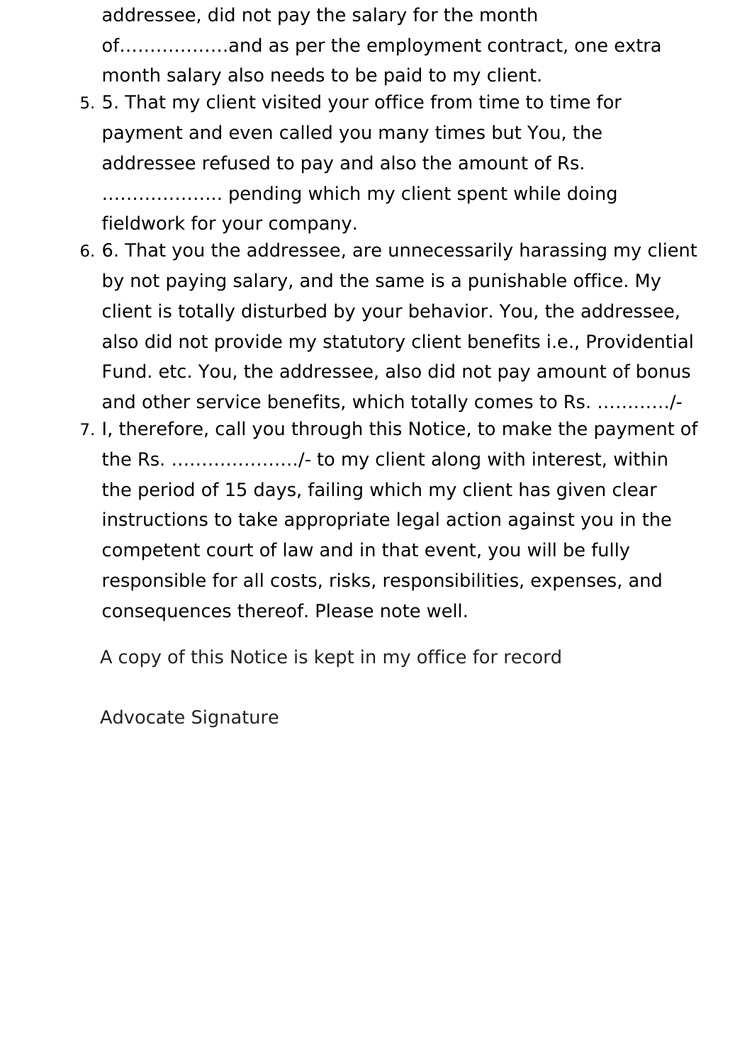addressee, did not pay the salary for the month of………………and as per the employment contract, one extra month salary also needs to be paid to my client.

5. 5. That my client visited your office from time to time for payment and even called you many times but You, the addressee refused to pay and also the amount of Rs. ……………….. pending which my client spent while doing fieldwork for your company.
6. 6. That you the addressee, are unnecessarily harassing my client by not paying salary, and the same is a punishable office. My client is totally disturbed by your behavior. You, the addressee, also did not provide my statutory client benefits i.e., Providential Fund. etc. You, the addressee, also did not pay amount of bonus and other service benefits, which totally comes to Rs. …………/-
7. I, therefore, call you through this Notice, to make the payment of the Rs. …………………/- to my client along with interest, within the period of 15 days, failing which my client has given clear instructions to take appropriate legal action against you in the competent court of law and in that event, you will be fully responsible for all costs, risks, responsibilities, expenses, and consequences thereof. Please note well.

A copy of this Notice is kept in my office for record

Advocate Signature